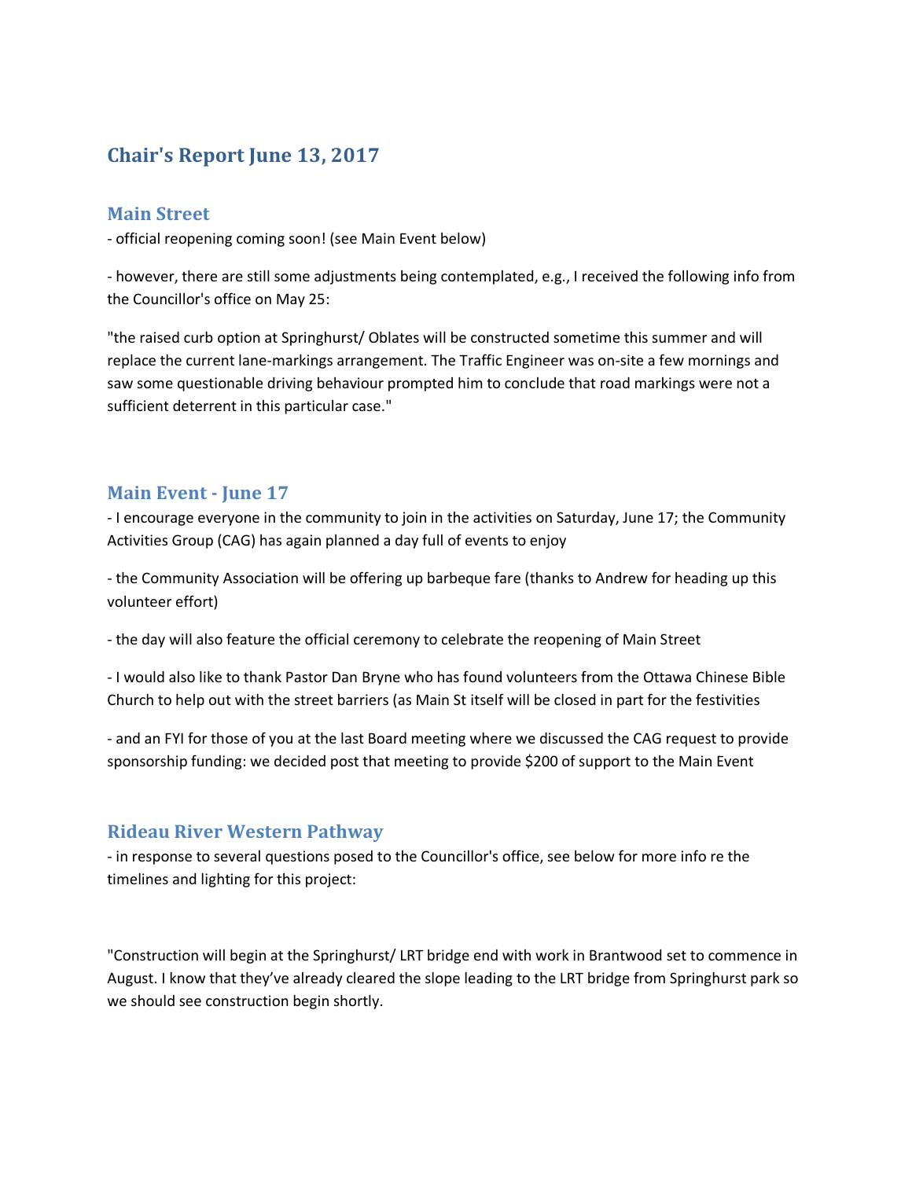# Chair's Report June 13, 2017

## Main Street

- official reopening coming soon! (see Main Event below)

- however, there are still some adjustments being contemplated, e.g., I received the following info from the Councillor's office on May 25:

"the raised curb option at Springhurst/ Oblates will be constructed sometime this summer and will replace the current lane-markings arrangement. The Traffic Engineer was on-site a few mornings and saw some questionable driving behaviour prompted him to conclude that road markings were not a sufficient deterrent in this particular case."

## Main Event - June 17

- I encourage everyone in the community to join in the activities on Saturday, June 17; the Community Activities Group (CAG) has again planned a day full of events to enjoy

- the Community Association will be offering up barbeque fare (thanks to Andrew for heading up this volunteer effort)

- the day will also feature the official ceremony to celebrate the reopening of Main Street

- I would also like to thank Pastor Dan Bryne who has found volunteers from the Ottawa Chinese Bible Church to help out with the street barriers (as Main St itself will be closed in part for the festivities

- and an FYI for those of you at the last Board meeting where we discussed the CAG request to provide sponsorship funding: we decided post that meeting to provide $200 of support to the Main Event

## Rideau River Western Pathway

- in response to several questions posed to the Councillor's office, see below for more info re the timelines and lighting for this project:

"Construction will begin at the Springhurst/ LRT bridge end with work in Brantwood set to commence in August. I know that they've already cleared the slope leading to the LRT bridge from Springhurst park so we should see construction begin shortly.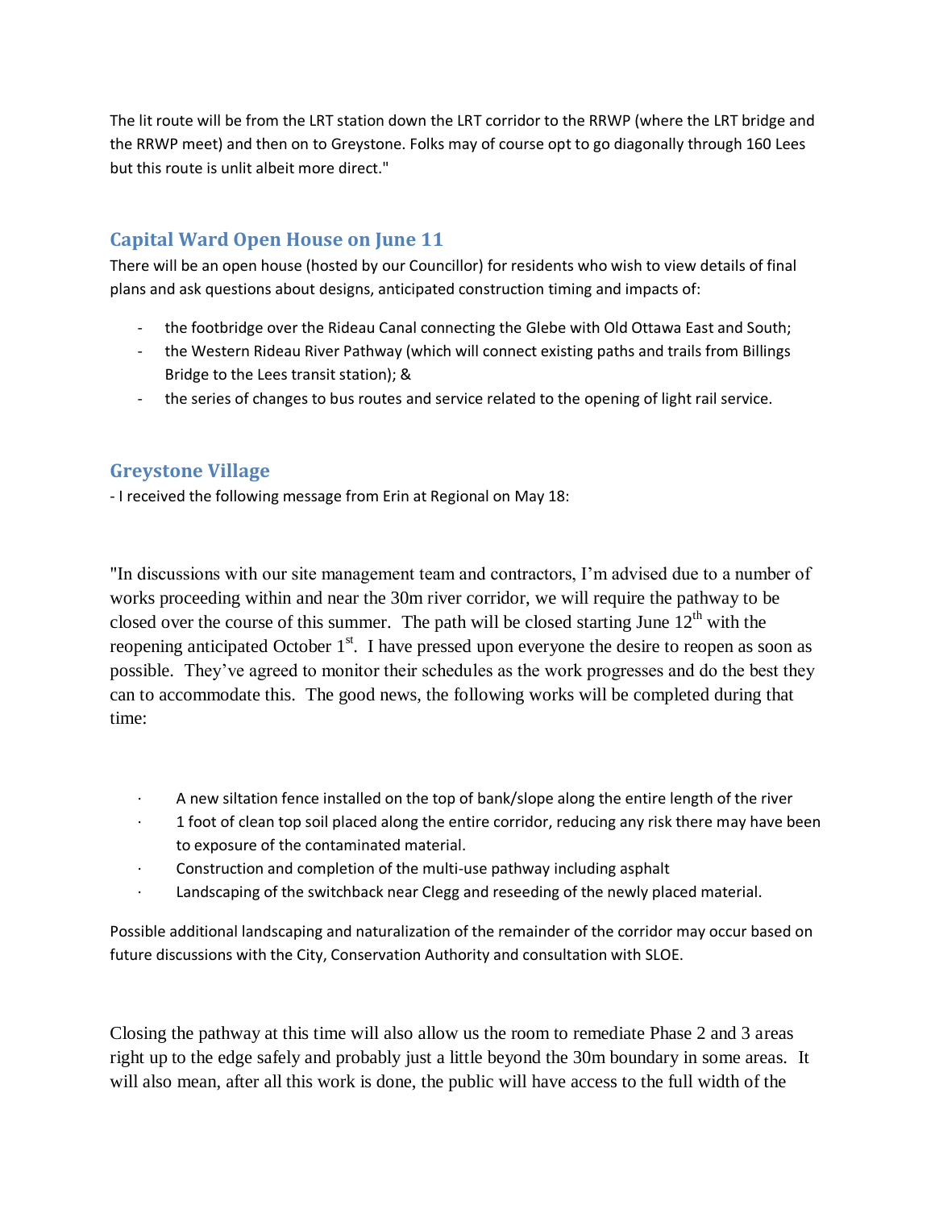The lit route will be from the LRT station down the LRT corridor to the RRWP (where the LRT bridge and the RRWP meet) and then on to Greystone. Folks may of course opt to go diagonally through 160 Lees but this route is unlit albeit more direct."

## Capital Ward Open House on June 11

There will be an open house (hosted by our Councillor) for residents who wish to view details of final plans and ask questions about designs, anticipated construction timing and impacts of:

- the footbridge over the Rideau Canal connecting the Glebe with Old Ottawa East and South;
- the Western Rideau River Pathway (which will connect existing paths and trails from Billings Bridge to the Lees transit station); &
- the series of changes to bus routes and service related to the opening of light rail service.

## Greystone Village

- I received the following message from Erin at Regional on May 18:

"In discussions with our site management team and contractors, I'm advised due to a number of works proceeding within and near the 30m river corridor, we will require the pathway to be closed over the course of this summer. The path will be closed starting June 12th with the reopening anticipated October 1st. I have pressed upon everyone the desire to reopen as soon as possible. They've agreed to monitor their schedules as the work progresses and do the best they can to accommodate this. The good news, the following works will be completed during that time:

- A new siltation fence installed on the top of bank/slope along the entire length of the river
- 1 foot of clean top soil placed along the entire corridor, reducing any risk there may have been to exposure of the contaminated material.
- Construction and completion of the multi-use pathway including asphalt
- Landscaping of the switchback near Clegg and reseeding of the newly placed material.

Possible additional landscaping and naturalization of the remainder of the corridor may occur based on future discussions with the City, Conservation Authority and consultation with SLOE.

Closing the pathway at this time will also allow us the room to remediate Phase 2 and 3 areas right up to the edge safely and probably just a little beyond the 30m boundary in some areas. It will also mean, after all this work is done, the public will have access to the full width of the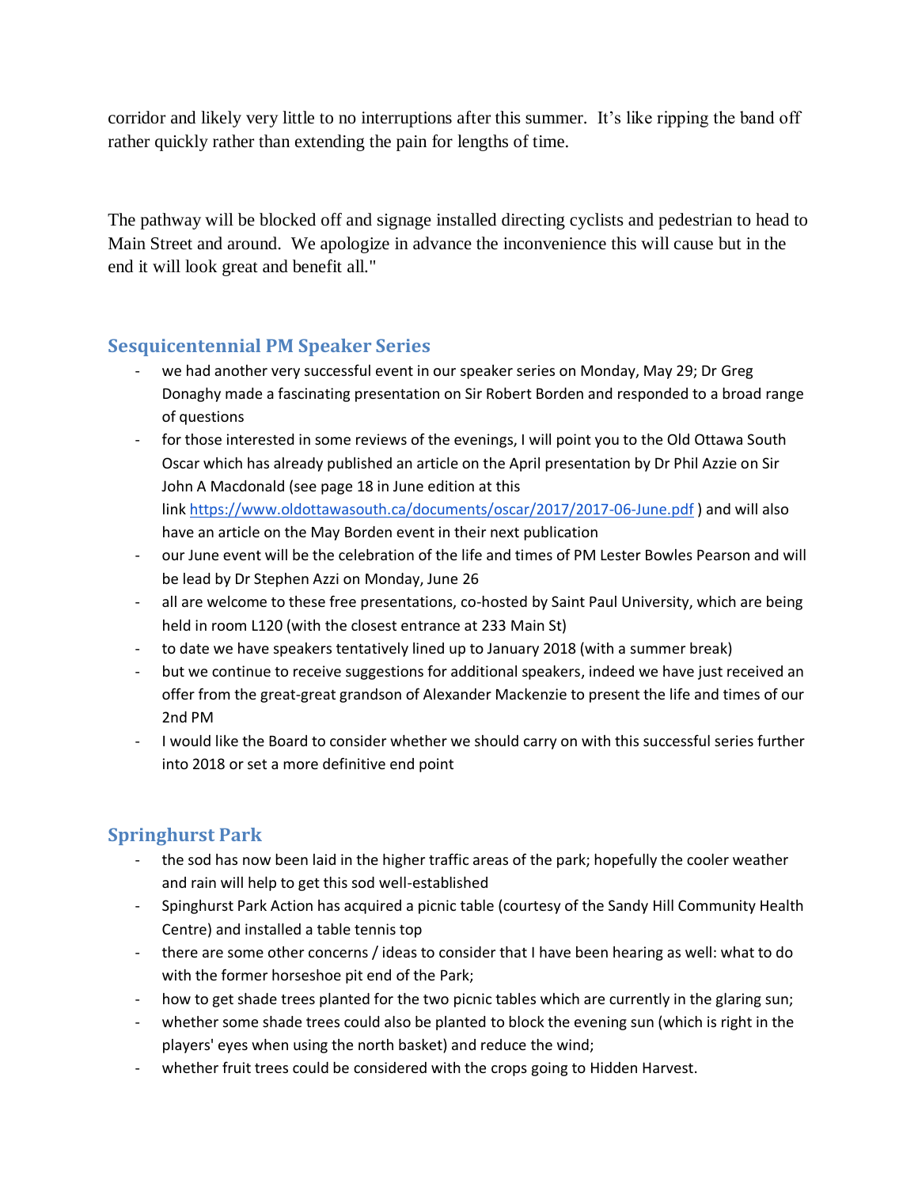corridor and likely very little to no interruptions after this summer. It's like ripping the band off rather quickly rather than extending the pain for lengths of time.

The pathway will be blocked off and signage installed directing cyclists and pedestrian to head to Main Street and around. We apologize in advance the inconvenience this will cause but in the end it will look great and benefit all."

## Sesquicentennial PM Speaker Series

- we had another very successful event in our speaker series on Monday, May 29; Dr Greg Donaghy made a fascinating presentation on Sir Robert Borden and responded to a broad range of questions
- for those interested in some reviews of the evenings, I will point you to the Old Ottawa South Oscar which has already published an article on the April presentation by Dr Phil Azzie on Sir John A Macdonald (see page 18 in June edition at this link https://www.oldottawasouth.ca/documents/oscar/2017/2017-06-June.pdf ) and will also have an article on the May Borden event in their next publication
- our June event will be the celebration of the life and times of PM Lester Bowles Pearson and will be lead by Dr Stephen Azzi on Monday, June 26
- all are welcome to these free presentations, co-hosted by Saint Paul University, which are being held in room L120 (with the closest entrance at 233 Main St)
- to date we have speakers tentatively lined up to January 2018 (with a summer break)
- but we continue to receive suggestions for additional speakers, indeed we have just received an offer from the great-great grandson of Alexander Mackenzie to present the life and times of our 2nd PM
- I would like the Board to consider whether we should carry on with this successful series further into 2018 or set a more definitive end point

## Springhurst Park

- the sod has now been laid in the higher traffic areas of the park; hopefully the cooler weather and rain will help to get this sod well-established
- Spinghurst Park Action has acquired a picnic table (courtesy of the Sandy Hill Community Health Centre) and installed a table tennis top
- there are some other concerns / ideas to consider that I have been hearing as well: what to do with the former horseshoe pit end of the Park;
- how to get shade trees planted for the two picnic tables which are currently in the glaring sun;
- whether some shade trees could also be planted to block the evening sun (which is right in the players' eyes when using the north basket) and reduce the wind;
- whether fruit trees could be considered with the crops going to Hidden Harvest.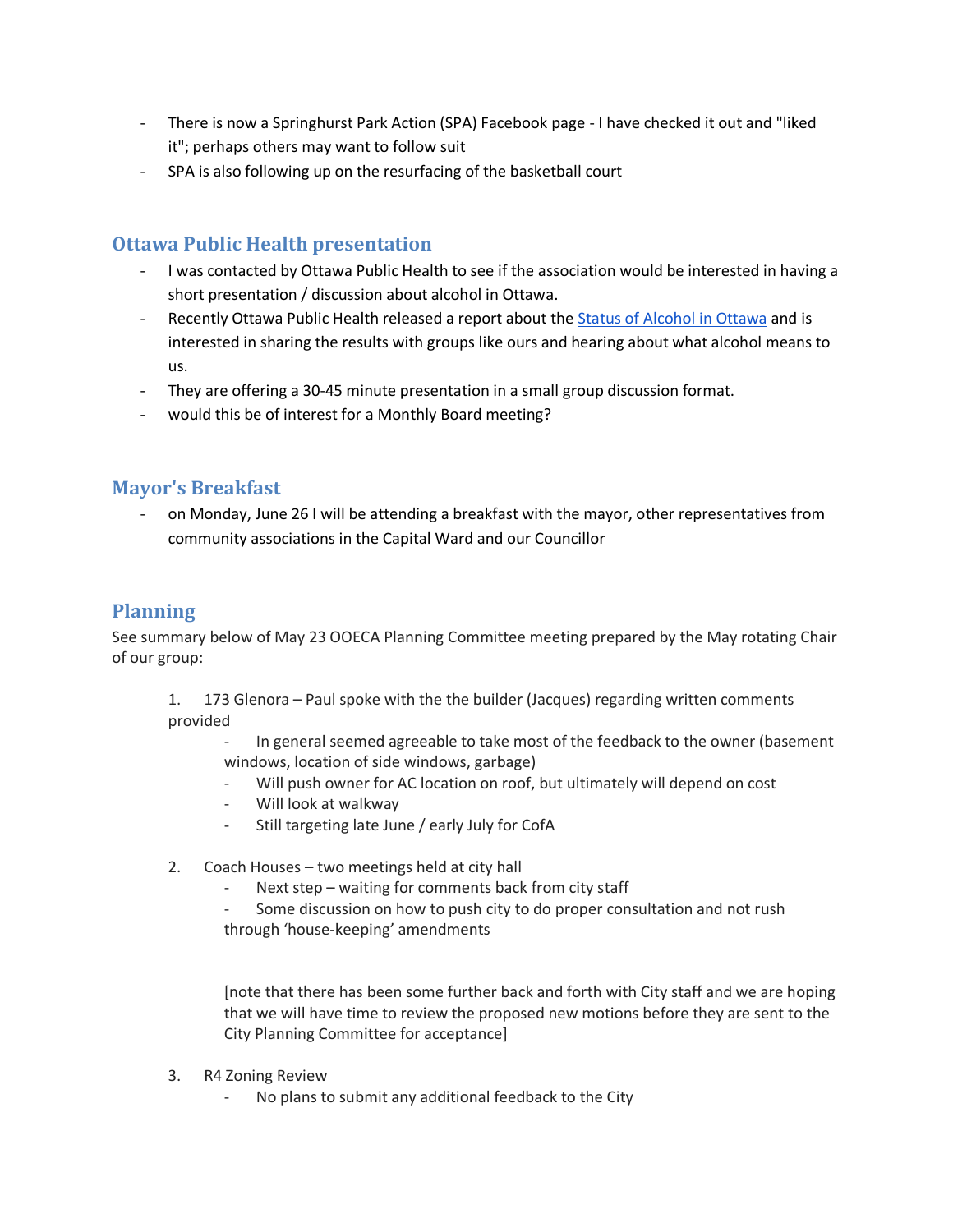- There is now a Springhurst Park Action (SPA) Facebook page - I have checked it out and "liked it"; perhaps others may want to follow suit
- SPA is also following up on the resurfacing of the basketball court

## Ottawa Public Health presentation

- I was contacted by Ottawa Public Health to see if the association would be interested in having a short presentation / discussion about alcohol in Ottawa.
- Recently Ottawa Public Health released a report about the Status of Alcohol in Ottawa and is interested in sharing the results with groups like ours and hearing about what alcohol means to us.
- They are offering a 30-45 minute presentation in a small group discussion format.
- would this be of interest for a Monthly Board meeting?

## Mayor's Breakfast

- on Monday, June 26 I will be attending a breakfast with the mayor, other representatives from community associations in the Capital Ward and our Councillor

## Planning

See summary below of May 23 OOECA Planning Committee meeting prepared by the May rotating Chair of our group:

1. 173 Glenora – Paul spoke with the the builder (Jacques) regarding written comments provided
    - In general seemed agreeable to take most of the feedback to the owner (basement windows, location of side windows, garbage)
    - Will push owner for AC location on roof, but ultimately will depend on cost
    - Will look at walkway
    - Still targeting late June / early July for CofA

2. Coach Houses – two meetings held at city hall
    - Next step – waiting for comments back from city staff
    - Some discussion on how to push city to do proper consultation and not rush through 'house-keeping' amendments

    [note that there has been some further back and forth with City staff and we are hoping that we will have time to review the proposed new motions before they are sent to the City Planning Committee for acceptance]

3. R4 Zoning Review
    - No plans to submit any additional feedback to the City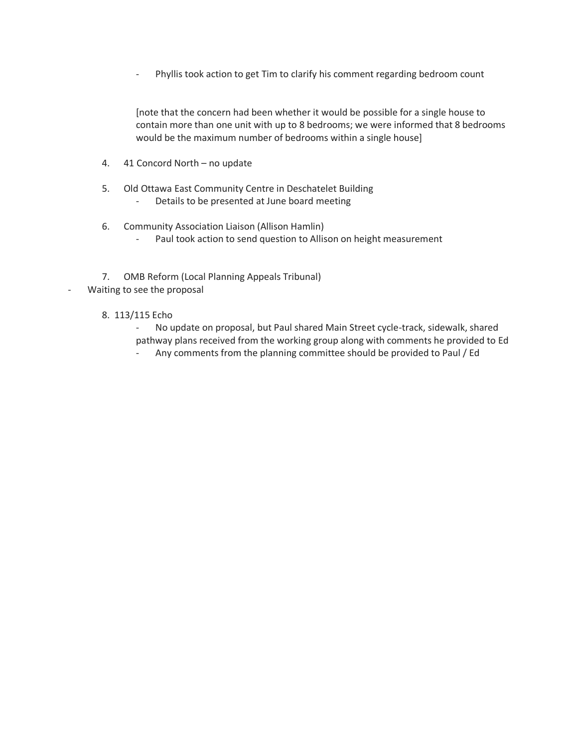- Phyllis took action to get Tim to clarify his comment regarding bedroom count

  [note that the concern had been whether it would be possible for a single house to contain more than one unit with up to 8 bedrooms; we were informed that 8 bedrooms would be the maximum number of bedrooms within a single house]

4. 41 Concord North – no update

5. Old Ottawa East Community Centre in Deschatelet Building
   - Details to be presented at June board meeting

6. Community Association Liaison (Allison Hamlin)
   - Paul took action to send question to Allison on height measurement

7. OMB Reform (Local Planning Appeals Tribunal)

- Waiting to see the proposal

8. 113/115 Echo
   - No update on proposal, but Paul shared Main Street cycle-track, sidewalk, shared pathway plans received from the working group along with comments he provided to Ed
   - Any comments from the planning committee should be provided to Paul / Ed